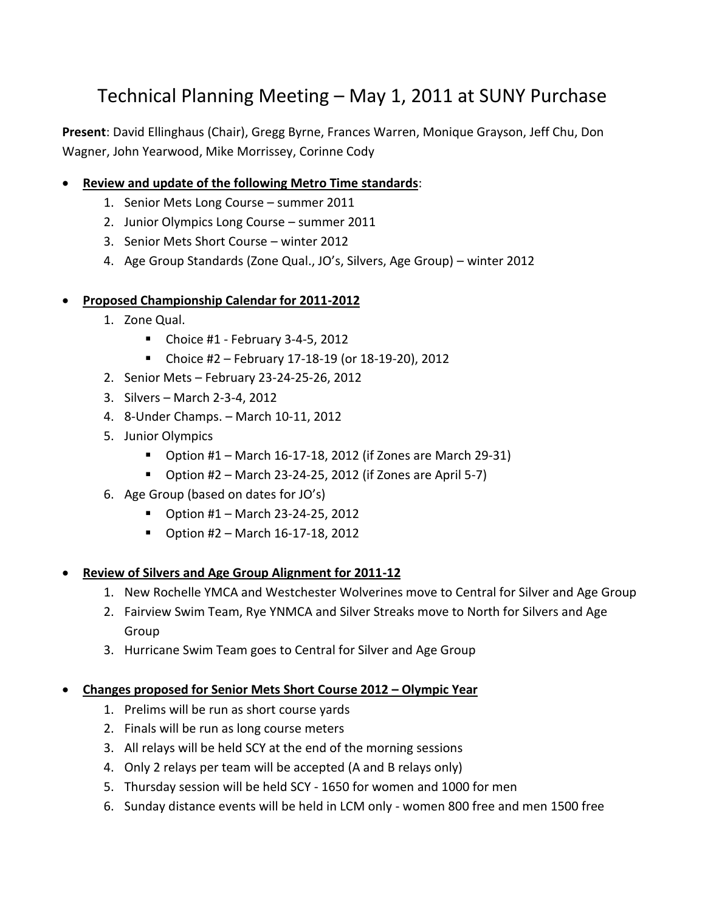# Technical Planning Meeting – May 1, 2011 at SUNY Purchase

**Present**: David Ellinghaus (Chair), Gregg Byrne, Frances Warren, Monique Grayson, Jeff Chu, Don Wagner, John Yearwood, Mike Morrissey, Corinne Cody

- **<u>Review and update of the following Metro Time standards</u>**:
  1. Senior Mets Long Course – summer 2011
  2. Junior Olympics Long Course – summer 2011
  3. Senior Mets Short Course – winter 2012
  4. Age Group Standards (Zone Qual., JO's, Silvers, Age Group) – winter 2012

- **<u>Proposed Championship Calendar for 2011-2012</u>**
  1. Zone Qual.
     - Choice #1 - February 3-4-5, 2012
     - Choice #2 – February 17-18-19 (or 18-19-20), 2012
  2. Senior Mets – February 23-24-25-26, 2012
  3. Silvers – March 2-3-4, 2012
  4. 8-Under Champs. – March 10-11, 2012
  5. Junior Olympics
     - Option #1 – March 16-17-18, 2012 (if Zones are March 29-31)
     - Option #2 – March 23-24-25, 2012 (if Zones are April 5-7)
  6. Age Group (based on dates for JO's)
     - Option #1 – March 23-24-25, 2012
     - Option #2 – March 16-17-18, 2012

- **<u>Review of Silvers and Age Group Alignment for 2011-12</u>**
  1. New Rochelle YMCA and Westchester Wolverines move to Central for Silver and Age Group
  2. Fairview Swim Team, Rye YNMCA and Silver Streaks move to North for Silvers and Age Group
  3. Hurricane Swim Team goes to Central for Silver and Age Group

- **<u>Changes proposed for Senior Mets Short Course 2012 – Olympic Year</u>**
  1. Prelims will be run as short course yards
  2. Finals will be run as long course meters
  3. All relays will be held SCY at the end of the morning sessions
  4. Only 2 relays per team will be accepted (A and B relays only)
  5. Thursday session will be held SCY - 1650 for women and 1000 for men
  6. Sunday distance events will be held in LCM only - women 800 free and men 1500 free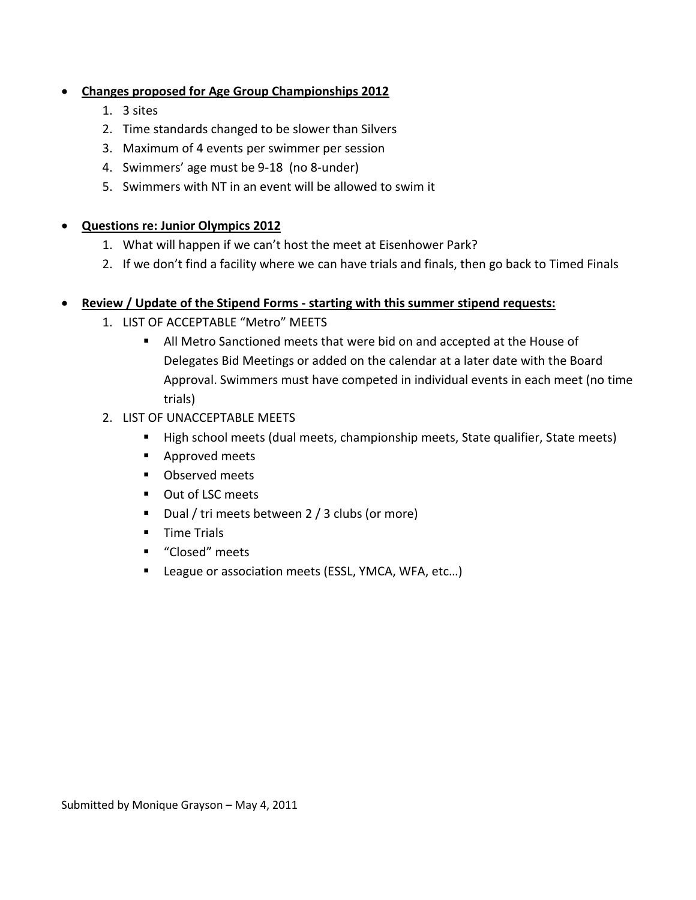- **<u>Changes proposed for Age Group Championships 2012</u>**
  1. 3 sites
  2. Time standards changed to be slower than Silvers
  3. Maximum of 4 events per swimmer per session
  4. Swimmers' age must be 9-18 (no 8-under)
  5. Swimmers with NT in an event will be allowed to swim it

- **<u>Questions re: Junior Olympics 2012</u>**
  1. What will happen if we can't host the meet at Eisenhower Park?
  2. If we don't find a facility where we can have trials and finals, then go back to Timed Finals

- **<u>Review / Update of the Stipend Forms - starting with this summer stipend requests:</u>**
  1. LIST OF ACCEPTABLE "Metro" MEETS
     - All Metro Sanctioned meets that were bid on and accepted at the House of Delegates Bid Meetings or added on the calendar at a later date with the Board Approval. Swimmers must have competed in individual events in each meet (no time trials)
  2. LIST OF UNACCEPTABLE MEETS
     - High school meets (dual meets, championship meets, State qualifier, State meets)
     - Approved meets
     - Observed meets
     - Out of LSC meets
     - Dual / tri meets between 2 / 3 clubs (or more)
     - Time Trials
     - "Closed" meets
     - League or association meets (ESSL, YMCA, WFA, etc…)

Submitted by Monique Grayson – May 4, 2011